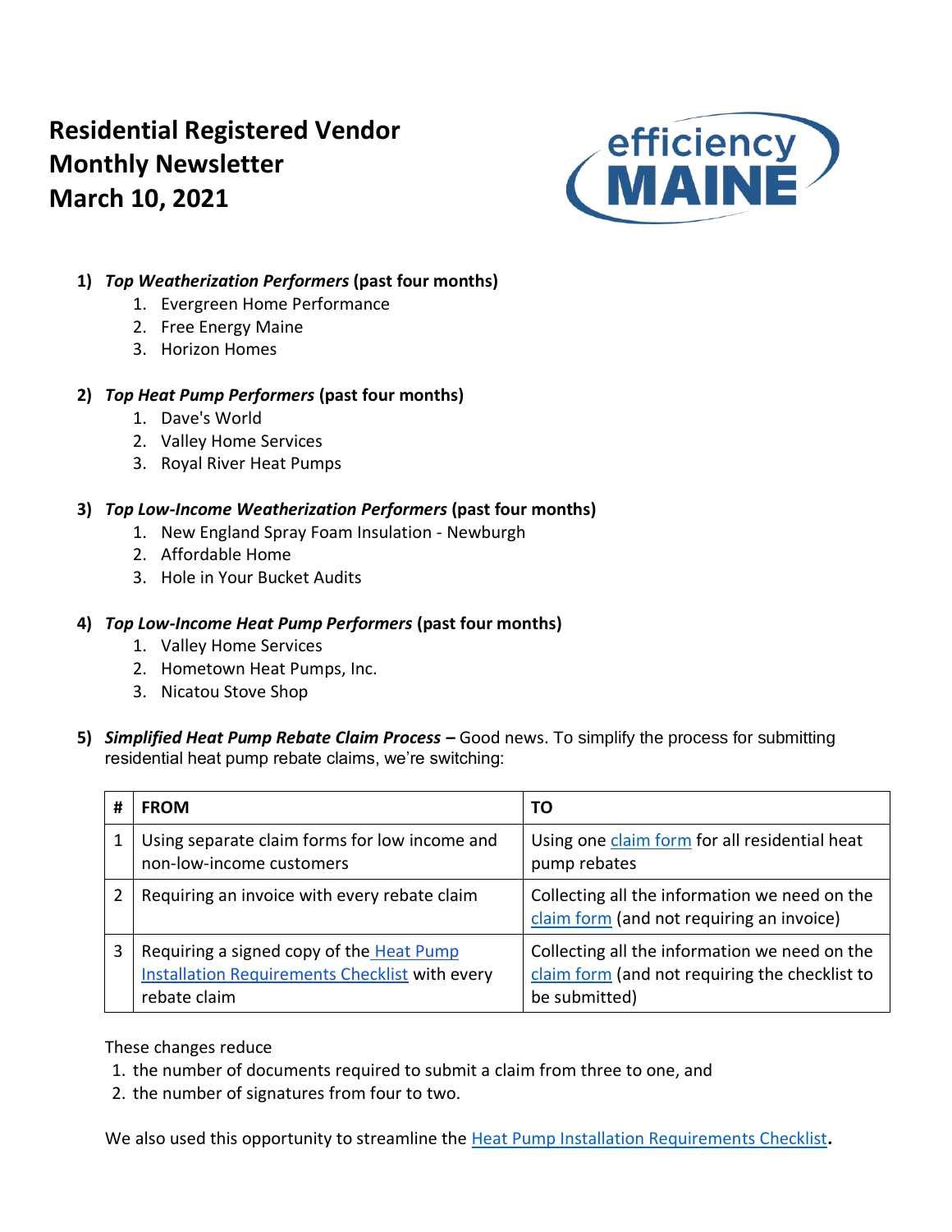# Residential Registered Vendor Monthly Newsletter March 10, 2021

1) ***Top Weatherization Performers*** **(past four months)**
    1. Evergreen Home Performance
    2. Free Energy Maine
    3. Horizon Homes

2) ***Top Heat Pump Performers*** **(past four months)**
    1. Dave's World
    2. Valley Home Services
    3. Royal River Heat Pumps

3) ***Top Low-Income Weatherization Performers*** **(past four months)**
    1. New England Spray Foam Insulation - Newburgh
    2. Affordable Home
    3. Hole in Your Bucket Audits

4) ***Top Low-Income Heat Pump Performers*** **(past four months)**
    1. Valley Home Services
    2. Hometown Heat Pumps, Inc.
    3. Nicatou Stove Shop

5) ***Simplified Heat Pump Rebate Claim Process –*** Good news. To simplify the process for submitting residential heat pump rebate claims, we're switching:

| # | FROM | TO |
|---|---|---|
| 1 | Using separate claim forms for low income and non-low-income customers | Using one claim form for all residential heat pump rebates |
| 2 | Requiring an invoice with every rebate claim | Collecting all the information we need on the claim form (and not requiring an invoice) |
| 3 | Requiring a signed copy of the Heat Pump Installation Requirements Checklist with every rebate claim | Collecting all the information we need on the claim form (and not requiring the checklist to be submitted) |

These changes reduce
1. the number of documents required to submit a claim from three to one, and
2. the number of signatures from four to two.

We also used this opportunity to streamline the Heat Pump Installation Requirements Checklist.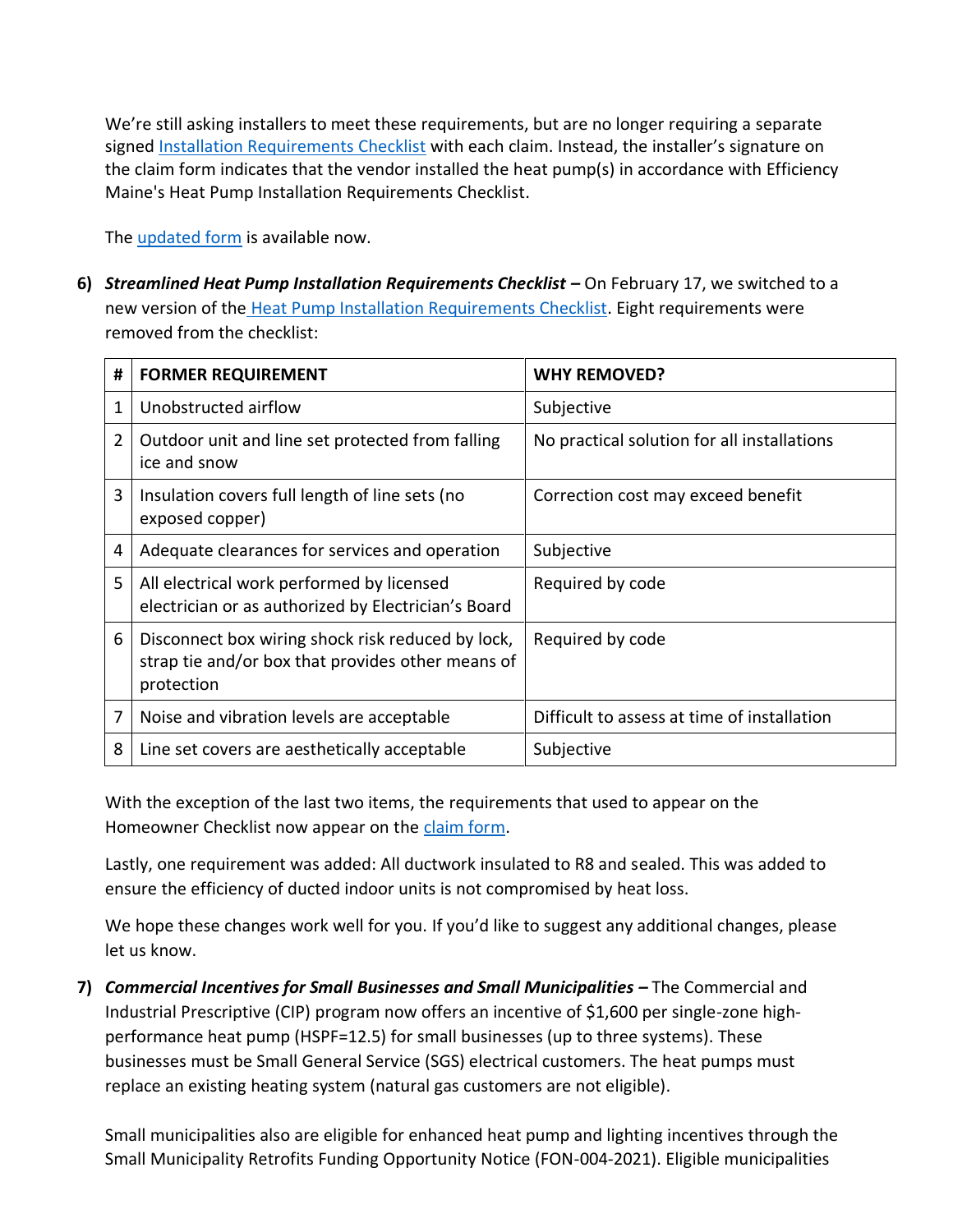We're still asking installers to meet these requirements, but are no longer requiring a separate signed [Installation Requirements Checklist]() with each claim. Instead, the installer's signature on the claim form indicates that the vendor installed the heat pump(s) in accordance with Efficiency Maine's Heat Pump Installation Requirements Checklist.

The [updated form]() is available now.

6) ***Streamlined Heat Pump Installation Requirements Checklist –*** On February 17, we switched to a new version of the [Heat Pump Installation Requirements Checklist](). Eight requirements were removed from the checklist:

| # | FORMER REQUIREMENT | WHY REMOVED? |
|---|---|---|
| 1 | Unobstructed airflow | Subjective |
| 2 | Outdoor unit and line set protected from falling ice and snow | No practical solution for all installations |
| 3 | Insulation covers full length of line sets (no exposed copper) | Correction cost may exceed benefit |
| 4 | Adequate clearances for services and operation | Subjective |
| 5 | All electrical work performed by licensed electrician or as authorized by Electrician's Board | Required by code |
| 6 | Disconnect box wiring shock risk reduced by lock, strap tie and/or box that provides other means of protection | Required by code |
| 7 | Noise and vibration levels are acceptable | Difficult to assess at time of installation |
| 8 | Line set covers are aesthetically acceptable | Subjective |

With the exception of the last two items, the requirements that used to appear on the Homeowner Checklist now appear on the [claim form]().

Lastly, one requirement was added: All ductwork insulated to R8 and sealed. This was added to ensure the efficiency of ducted indoor units is not compromised by heat loss.

We hope these changes work well for you. If you'd like to suggest any additional changes, please let us know.

7) ***Commercial Incentives for Small Businesses and Small Municipalities –*** The Commercial and Industrial Prescriptive (CIP) program now offers an incentive of $1,600 per single-zone high-performance heat pump (HSPF=12.5) for small businesses (up to three systems). These businesses must be Small General Service (SGS) electrical customers. The heat pumps must replace an existing heating system (natural gas customers are not eligible).

Small municipalities also are eligible for enhanced heat pump and lighting incentives through the Small Municipality Retrofits Funding Opportunity Notice (FON-004-2021). Eligible municipalities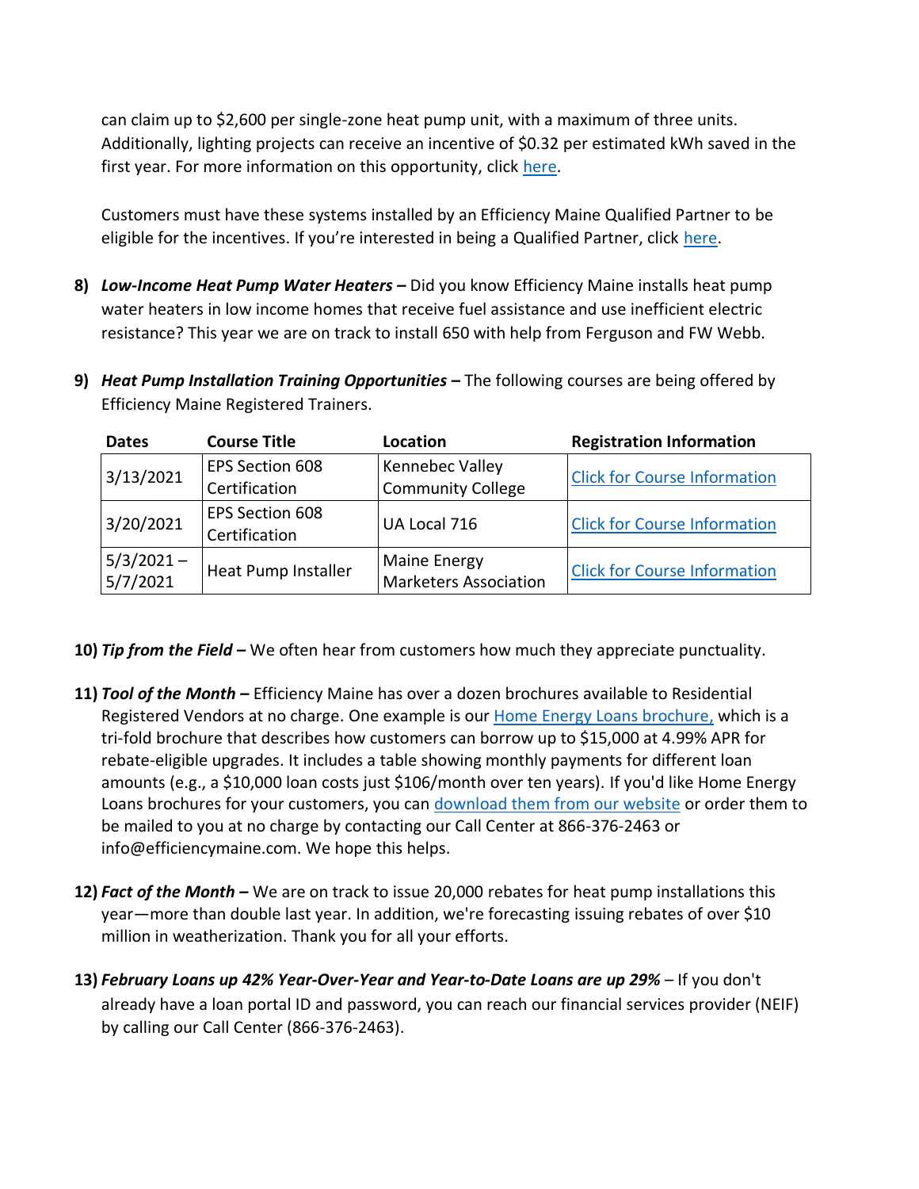can claim up to $2,600 per single-zone heat pump unit, with a maximum of three units. Additionally, lighting projects can receive an incentive of $0.32 per estimated kWh saved in the first year. For more information on this opportunity, click here.

Customers must have these systems installed by an Efficiency Maine Qualified Partner to be eligible for the incentives. If you're interested in being a Qualified Partner, click here.

8) ***Low-Income Heat Pump Water Heaters –*** Did you know Efficiency Maine installs heat pump water heaters in low income homes that receive fuel assistance and use inefficient electric resistance? This year we are on track to install 650 with help from Ferguson and FW Webb.

9) ***Heat Pump Installation Training Opportunities –*** The following courses are being offered by Efficiency Maine Registered Trainers.

| Dates | Course Title | Location | Registration Information |
|---|---|---|---|
| 3/13/2021 | EPS Section 608 Certification | Kennebec Valley Community College | Click for Course Information |
| 3/20/2021 | EPS Section 608 Certification | UA Local 716 | Click for Course Information |
| 5/3/2021 – 5/7/2021 | Heat Pump Installer | Maine Energy Marketers Association | Click for Course Information |

10) ***Tip from the Field –*** We often hear from customers how much they appreciate punctuality.

11) ***Tool of the Month –*** Efficiency Maine has over a dozen brochures available to Residential Registered Vendors at no charge. One example is our Home Energy Loans brochure, which is a tri-fold brochure that describes how customers can borrow up to $15,000 at 4.99% APR for rebate-eligible upgrades. It includes a table showing monthly payments for different loan amounts (e.g., a $10,000 loan costs just $106/month over ten years). If you'd like Home Energy Loans brochures for your customers, you can download them from our website or order them to be mailed to you at no charge by contacting our Call Center at 866-376-2463 or info@efficiencymaine.com. We hope this helps.

12) ***Fact of the Month –*** We are on track to issue 20,000 rebates for heat pump installations this year—more than double last year. In addition, we're forecasting issuing rebates of over $10 million in weatherization. Thank you for all your efforts.

13) ***February Loans up 42% Year-Over-Year and Year-to-Date Loans are up 29%*** – If you don't already have a loan portal ID and password, you can reach our financial services provider (NEIF) by calling our Call Center (866-376-2463).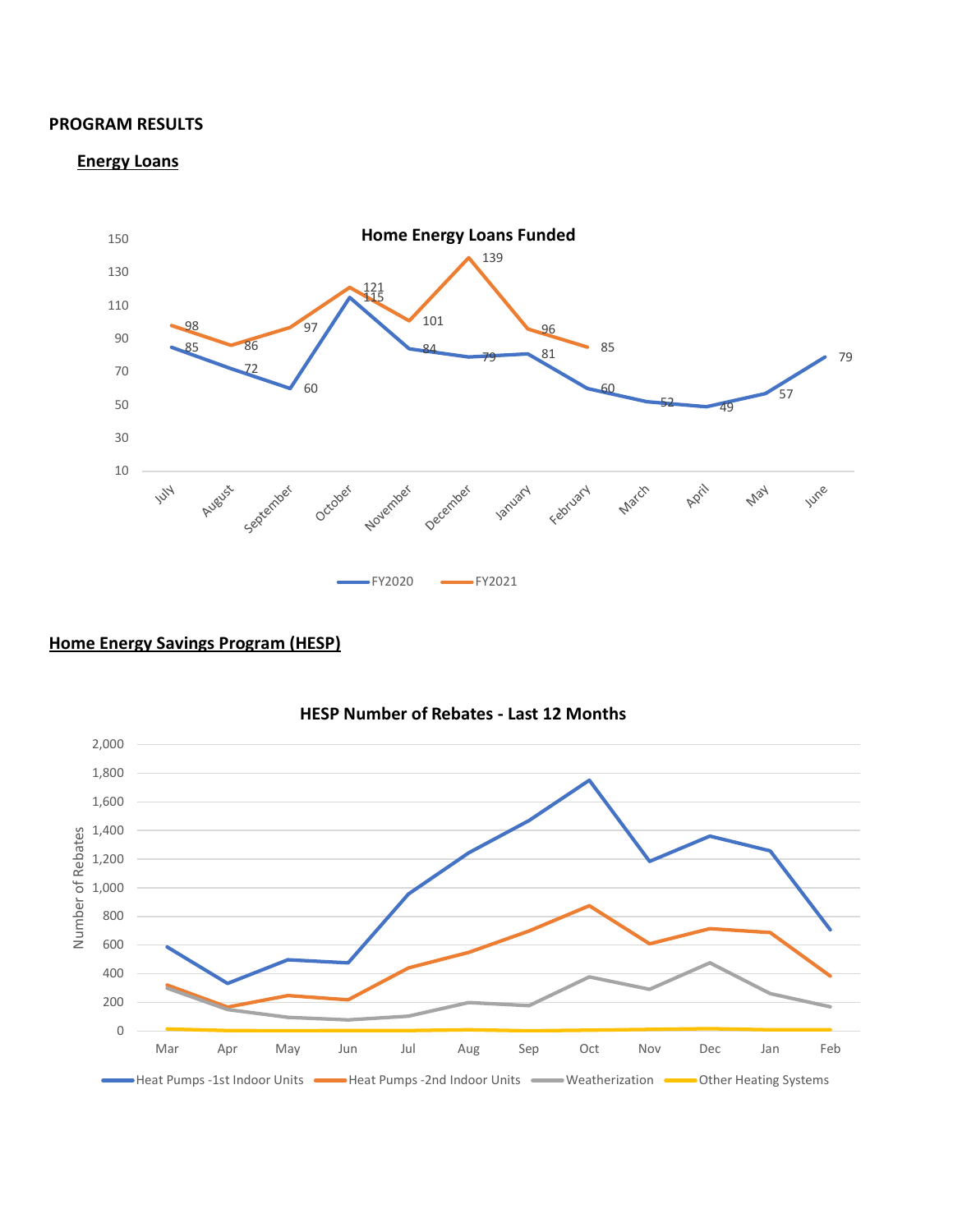**PROGRAM RESULTS**

## Energy Loans

**Home Energy Loans Funded**

| Month | FY2020 | FY2021 |
|---|---|---|
| July | 85 | 98 |
| August | 72 | 86 |
| September | 60 | 97 |
| October | 115 | 121 |
| November | 84 | 101 |
| December | 79 | 139 |
| January | 81 | 96 |
| February | 60 | 85 |
| March | 52 | |
| April | 49 | |
| May | 57 | |
| June | 79 | |

## Home Energy Savings Program (HESP)

**HESP Number of Rebates - Last 12 Months**

Series: Heat Pumps -1st Indoor Units; Heat Pumps -2nd Indoor Units; Weatherization; Other Heating Systems

Y-axis: Number of Rebates (0 to 2,000)

X-axis: Mar, Apr, May, Jun, Jul, Aug, Sep, Oct, Nov, Dec, Jan, Feb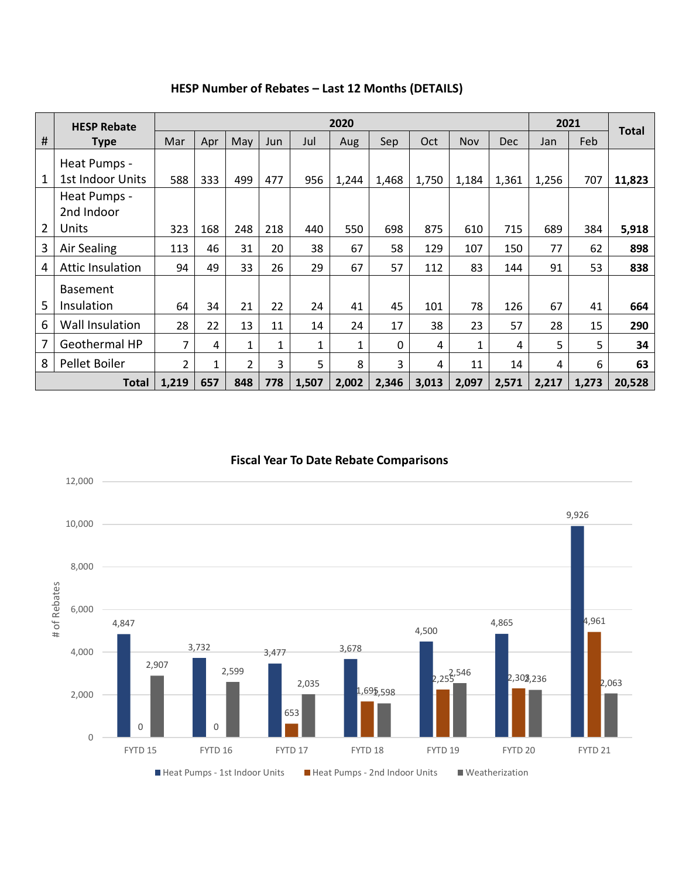## HESP Number of Rebates – Last 12 Months (DETAILS)

| # | HESP Rebate Type | 2020 | | | | | | | | | | 2021 | | Total |
|---|---|---|---|---|---|---|---|---|---|---|---|---|---|---|
| | | Mar | Apr | May | Jun | Jul | Aug | Sep | Oct | Nov | Dec | Jan | Feb | |
| 1 | Heat Pumps - 1st Indoor Units | 588 | 333 | 499 | 477 | 956 | 1,244 | 1,468 | 1,750 | 1,184 | 1,361 | 1,256 | 707 | **11,823** |
| 2 | Heat Pumps - 2nd Indoor Units | 323 | 168 | 248 | 218 | 440 | 550 | 698 | 875 | 610 | 715 | 689 | 384 | **5,918** |
| 3 | Air Sealing | 113 | 46 | 31 | 20 | 38 | 67 | 58 | 129 | 107 | 150 | 77 | 62 | **898** |
| 4 | Attic Insulation | 94 | 49 | 33 | 26 | 29 | 67 | 57 | 112 | 83 | 144 | 91 | 53 | **838** |
| 5 | Basement Insulation | 64 | 34 | 21 | 22 | 24 | 41 | 45 | 101 | 78 | 126 | 67 | 41 | **664** |
| 6 | Wall Insulation | 28 | 22 | 13 | 11 | 14 | 24 | 17 | 38 | 23 | 57 | 28 | 15 | **290** |
| 7 | Geothermal HP | 7 | 4 | 1 | 1 | 1 | 1 | 0 | 4 | 1 | 4 | 5 | 5 | **34** |
| 8 | Pellet Boiler | 2 | 1 | 2 | 3 | 5 | 8 | 3 | 4 | 11 | 14 | 4 | 6 | **63** |
| | **Total** | **1,219** | **657** | **848** | **778** | **1,507** | **2,002** | **2,346** | **3,013** | **2,097** | **2,571** | **2,217** | **1,273** | **20,528** |

## Fiscal Year To Date Rebate Comparisons

| | Heat Pumps - 1st Indoor Units | Heat Pumps - 2nd Indoor Units | Weatherization |
|---|---|---|---|
| FYTD 15 | 4,847 | 0 | 2,907 |
| FYTD 16 | 3,732 | 0 | 2,599 |
| FYTD 17 | 3,477 | 653 | 2,035 |
| FYTD 18 | 3,678 | 1,695 | 1,598 |
| FYTD 19 | 4,500 | 2,255 | 2,546 |
| FYTD 20 | 4,865 | 2,303 | 2,236 |
| FYTD 21 | 9,926 | 4,961 | 2,063 |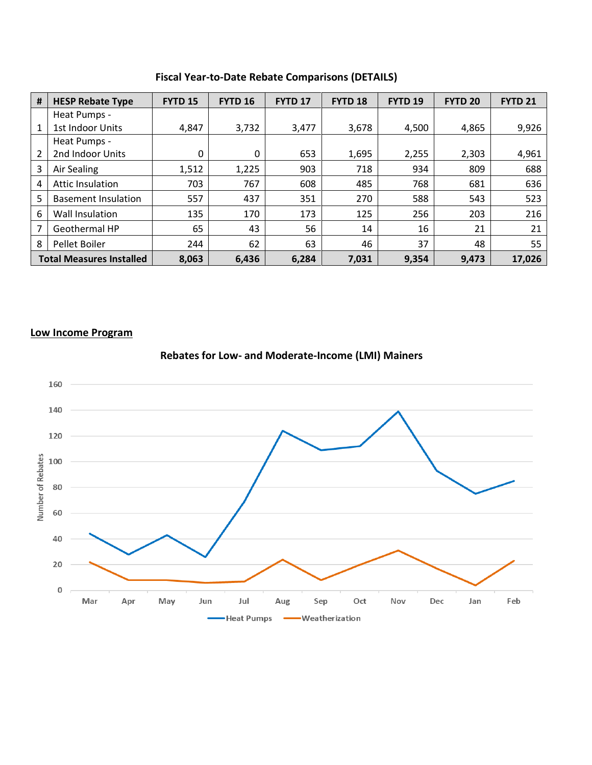**Fiscal Year-to-Date Rebate Comparisons (DETAILS)**

| # | HESP Rebate Type | FYTD 15 | FYTD 16 | FYTD 17 | FYTD 18 | FYTD 19 | FYTD 20 | FYTD 21 |
|---|---|---|---|---|---|---|---|---|
| 1 | Heat Pumps - 1st Indoor Units | 4,847 | 3,732 | 3,477 | 3,678 | 4,500 | 4,865 | 9,926 |
| 2 | Heat Pumps - 2nd Indoor Units | 0 | 0 | 653 | 1,695 | 2,255 | 2,303 | 4,961 |
| 3 | Air Sealing | 1,512 | 1,225 | 903 | 718 | 934 | 809 | 688 |
| 4 | Attic Insulation | 703 | 767 | 608 | 485 | 768 | 681 | 636 |
| 5 | Basement Insulation | 557 | 437 | 351 | 270 | 588 | 543 | 523 |
| 6 | Wall Insulation | 135 | 170 | 173 | 125 | 256 | 203 | 216 |
| 7 | Geothermal HP | 65 | 43 | 56 | 14 | 16 | 21 | 21 |
| 8 | Pellet Boiler | 244 | 62 | 63 | 46 | 37 | 48 | 55 |
| **Total Measures Installed** | | **8,063** | **6,436** | **6,284** | **7,031** | **9,354** | **9,473** | **17,026** |

**Low Income Program**

**Rebates for Low- and Moderate-Income (LMI) Mainers**

| Month | Heat Pumps | Weatherization |
|---|---|---|
| Mar | 44 | 22 |
| Apr | 28 | 8 |
| May | 43 | 8 |
| Jun | 26 | 6 |
| Jul | 69 | 7 |
| Aug | 124 | 24 |
| Sep | 109 | 8 |
| Oct | 112 | 20 |
| Nov | 139 | 31 |
| Dec | 93 | 17 |
| Jan | 75 | 4 |
| Feb | 85 | 23 |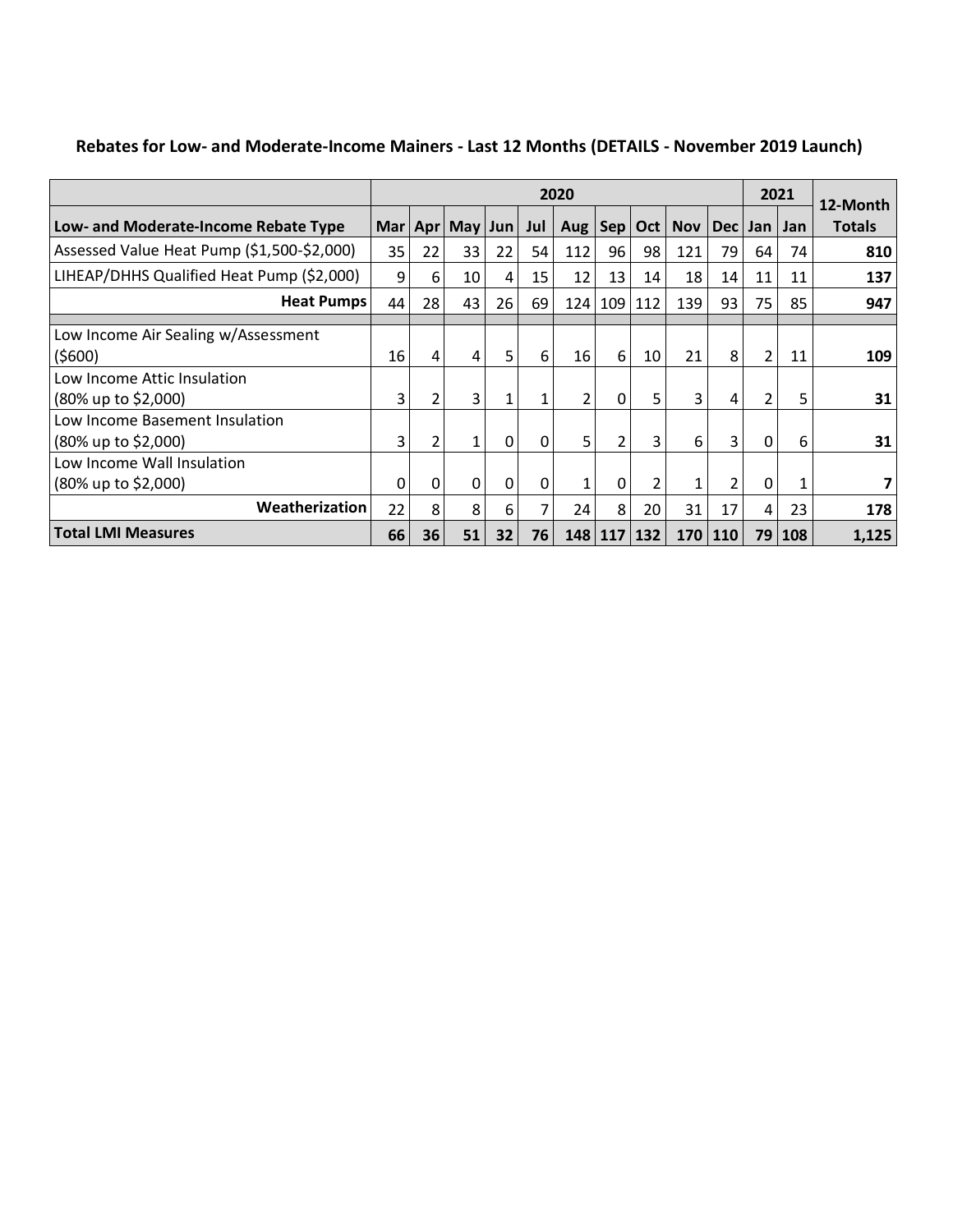**Rebates for Low- and Moderate-Income Mainers - Last 12 Months (DETAILS - November 2019 Launch)**

| | 2020 | | | | | | | | | | 2021 | | 12-Month |
|---|---|---|---|---|---|---|---|---|---|---|---|---|---|
| **Low- and Moderate-Income Rebate Type** | **Mar** | **Apr** | **May** | **Jun** | **Jul** | **Aug** | **Sep** | **Oct** | **Nov** | **Dec** | **Jan** | **Jan** | **Totals** |
| Assessed Value Heat Pump ($1,500-$2,000) | 35 | 22 | 33 | 22 | 54 | 112 | 96 | 98 | 121 | 79 | 64 | 74 | **810** |
| LIHEAP/DHHS Qualified Heat Pump ($2,000) | 9 | 6 | 10 | 4 | 15 | 12 | 13 | 14 | 18 | 14 | 11 | 11 | **137** |
| **Heat Pumps** | 44 | 28 | 43 | 26 | 69 | 124 | 109 | 112 | 139 | 93 | 75 | 85 | **947** |
| | | | | | | | | | | | | | |
| Low Income Air Sealing w/Assessment ($600) | 16 | 4 | 4 | 5 | 6 | 16 | 6 | 10 | 21 | 8 | 2 | 11 | **109** |
| Low Income Attic Insulation (80% up to $2,000) | 3 | 2 | 3 | 1 | 1 | 2 | 0 | 5 | 3 | 4 | 2 | 5 | **31** |
| Low Income Basement Insulation (80% up to $2,000) | 3 | 2 | 1 | 0 | 0 | 5 | 2 | 3 | 6 | 3 | 0 | 6 | **31** |
| Low Income Wall Insulation (80% up to $2,000) | 0 | 0 | 0 | 0 | 0 | 1 | 0 | 2 | 1 | 2 | 0 | 1 | **7** |
| **Weatherization** | 22 | 8 | 8 | 6 | 7 | 24 | 8 | 20 | 31 | 17 | 4 | 23 | **178** |
| **Total LMI Measures** | **66** | **36** | **51** | **32** | **76** | **148** | **117** | **132** | **170** | **110** | **79** | **108** | **1,125** |